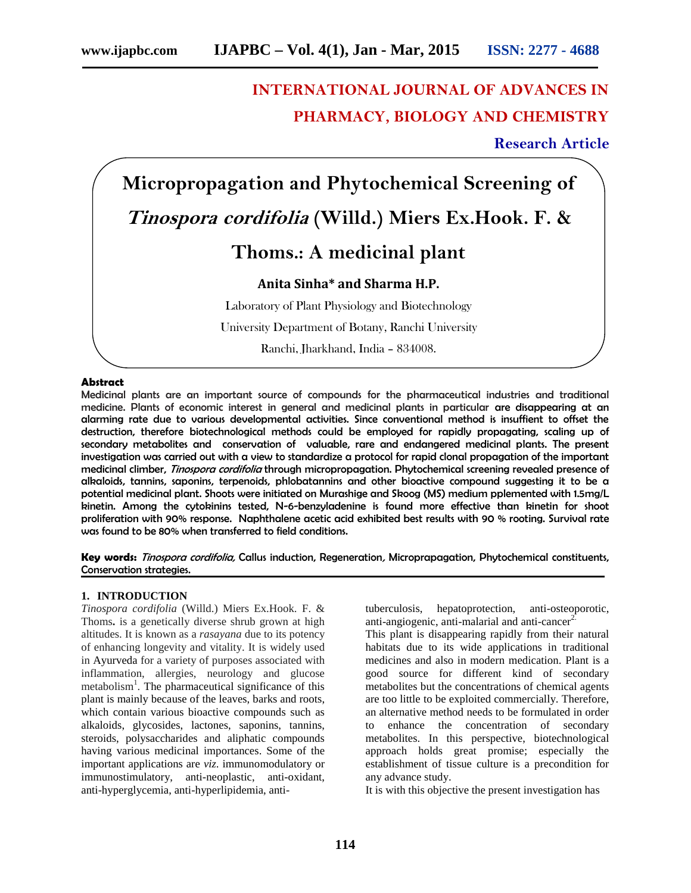**INTERNATIONAL JOURNAL OF ADVANCES IN PHARMACY, BIOLOGY AND CHEMISTRY**

**Research Article**

# Micropropagation and Phytochemical Screening of *Tinospora cordifolia* (Willd.) Miers Ex.Hook. F. & Thoms.: A medicinal plant

**Anita Sinha\* and Sharma H.P.**

Laboratory of Plant Physiology and Biotechnology

University Department of Botany, Ranchi University

Ranchi, Jharkhand, India – 834008.

**Abstract**

**Medicinal plants are an important source of compounds for the pharmaceutical industries and traditional medicine. Plants of economic interest in general and medicinal plants in particular are disappearing at an alarming rate due to various developmental activities. Since conventional method is insuffient to offset the destruction, therefore biotechnological methods could be employed for rapidly propagating, scaling up of secondary metabolites and conservation of valuable, rare and endangered medicinal plants. The present investigation was carried out with a view to standardize a protocol for rapid clonal propagation of the important medicinal climber, *Tinospora cordifolia* through micropropagation. Phytochemical screening revealed presence of alkaloids, tannins, saponins, terpenoids, phlobatannins and other bioactive compound suggesting it to be a potential medicinal plant. Shoots were initiated on Murashige and Skoog (MS) medium pplemented with 1.5mg/L kinetin. Among the cytokinins tested, N-6-benzyladenine is found more effective than kinetin for shoot proliferation with 90% response. Naphthalene acetic acid exhibited best results with 90 % rooting. Survival rate was found to be 80% when transferred to field conditions.**

**Key words:** ***Tinospora cordifolia,*** **Callus induction, Regeneration, Microprapagation, Phytochemical constituents, Conservation strategies.**

## 1. INTRODUCTION

*Tinospora cordifolia* (Willd.) Miers Ex.Hook. F. & Thoms**.** is a genetically diverse shrub grown at high altitudes. It is known as a *rasayana* due to its potency of enhancing longevity and vitality. It is widely used in Ayurveda for a variety of purposes associated with inflammation, allergies, neurology and glucose metabolism[1]. The pharmaceutical significance of this plant is mainly because of the leaves, barks and roots, which contain various bioactive compounds such as alkaloids, glycosides, lactones, saponins, tannins, steroids, polysaccharides and aliphatic compounds having various medicinal importances. Some of the important applications are *viz*. immunomodulatory or immunostimulatory, anti-neoplastic, anti-oxidant, anti-hyperglycemia, anti-hyperlipidemia, anti-tuberculosis, hepatoprotection, anti-osteoporotic, anti-angiogenic, anti-malarial and anti-cancer[2].

This plant is disappearing rapidly from their natural habitats due to its wide applications in traditional medicines and also in modern medication. Plant is a good source for different kind of secondary metabolites but the concentrations of chemical agents are too little to be exploited commercially. Therefore, an alternative method needs to be formulated in order to enhance the concentration of secondary metabolites. In this perspective, biotechnological approach holds great promise; especially the establishment of tissue culture is a precondition for any advance study.

It is with this objective the present investigation has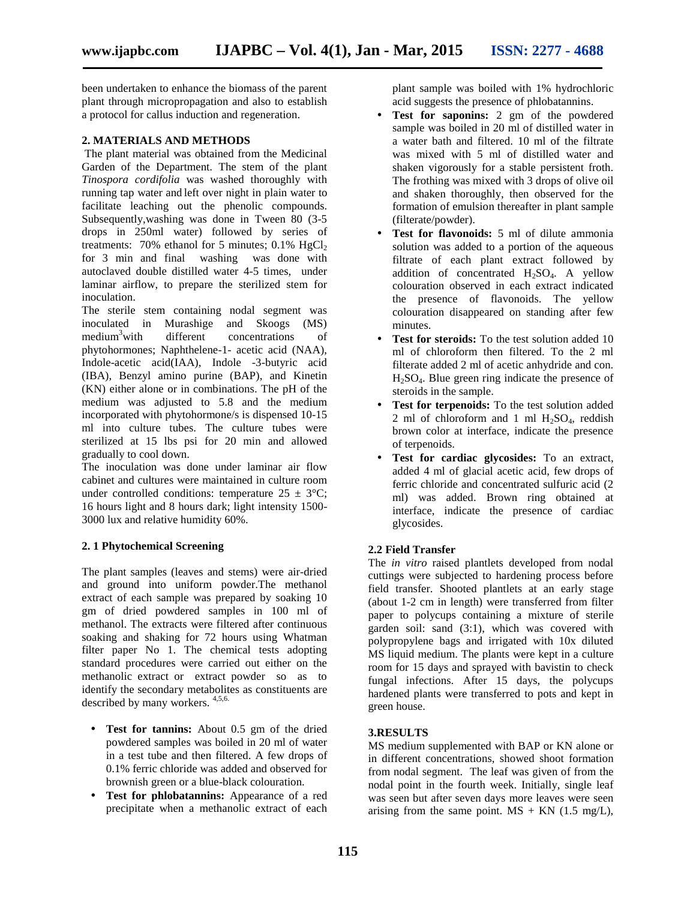been undertaken to enhance the biomass of the parent plant through micropropagation and also to establish a protocol for callus induction and regeneration.

## 2. MATERIALS AND METHODS

The plant material was obtained from the Medicinal Garden of the Department. The stem of the plant *Tinospora cordifolia* was washed thoroughly with running tap water and left over night in plain water to facilitate leaching out the phenolic compounds. Subsequently,washing was done in Tween 80 (3-5 drops in 250ml water) followed by series of treatments: 70% ethanol for 5 minutes; 0.1% $HgCl_2$ for 3 min and final washing was done with autoclaved double distilled water 4-5 times, under laminar airflow, to prepare the sterilized stem for inoculation.

The sterile stem containing nodal segment was inoculated in Murashige and Skoogs (MS) medium[3]with different concentrations of phytohormones; Naphthelene-1- acetic acid (NAA), Indole-acetic acid(IAA), Indole -3-butyric acid (IBA), Benzyl amino purine (BAP), and Kinetin (KN) either alone or in combinations. The pH of the medium was adjusted to 5.8 and the medium incorporated with phytohormone/s is dispensed 10-15 ml into culture tubes. The culture tubes were sterilized at 15 lbs psi for 20 min and allowed gradually to cool down.

The inoculation was done under laminar air flow cabinet and cultures were maintained in culture room under controlled conditions: temperature 25 ± 3°C; 16 hours light and 8 hours dark; light intensity 1500-3000 lux and relative humidity 60%.

### 2. 1 Phytochemical Screening

The plant samples (leaves and stems) were air-dried and ground into uniform powder.The methanol extract of each sample was prepared by soaking 10 gm of dried powdered samples in 100 ml of methanol. The extracts were filtered after continuous soaking and shaking for 72 hours using Whatman filter paper No 1. The chemical tests adopting standard procedures were carried out either on the methanolic extract or extract powder so as to identify the secondary metabolites as constituents are described by many workers. [4,5,6.]

- **Test for tannins:** About 0.5 gm of the dried powdered samples was boiled in 20 ml of water in a test tube and then filtered. A few drops of 0.1% ferric chloride was added and observed for brownish green or a blue-black colouration.
- **Test for phlobatannins:** Appearance of a red precipitate when a methanolic extract of each plant sample was boiled with 1% hydrochloric acid suggests the presence of phlobatannins.
- **Test for saponins:** 2 gm of the powdered sample was boiled in 20 ml of distilled water in a water bath and filtered. 10 ml of the filtrate was mixed with 5 ml of distilled water and shaken vigorously for a stable persistent froth. The frothing was mixed with 3 drops of olive oil and shaken thoroughly, then observed for the formation of emulsion thereafter in plant sample (filterate/powder).
- **Test for flavonoids:** 5 ml of dilute ammonia solution was added to a portion of the aqueous filtrate of each plant extract followed by addition of concentrated $H_2SO_4$. A yellow colouration observed in each extract indicated the presence of flavonoids. The yellow colouration disappeared on standing after few minutes.
- **Test for steroids:** To the test solution added 10 ml of chloroform then filtered. To the 2 ml filterate added 2 ml of acetic anhydride and con. $H_2SO_4$. Blue green ring indicate the presence of steroids in the sample.
- **Test for terpenoids:** To the test solution added 2 ml of chloroform and 1 ml $H_2SO_4$, reddish brown color at interface, indicate the presence of terpenoids.
- **Test for cardiac glycosides:** To an extract, added 4 ml of glacial acetic acid, few drops of ferric chloride and concentrated sulfuric acid (2 ml) was added. Brown ring obtained at interface, indicate the presence of cardiac glycosides.

### 2.2 Field Transfer

The *in vitro* raised plantlets developed from nodal cuttings were subjected to hardening process before field transfer. Shooted plantlets at an early stage (about 1-2 cm in length) were transferred from filter paper to polycups containing a mixture of sterile garden soil: sand (3:1), which was covered with polypropylene bags and irrigated with 10x diluted MS liquid medium. The plants were kept in a culture room for 15 days and sprayed with bavistin to check fungal infections. After 15 days, the polycups hardened plants were transferred to pots and kept in green house.

## 3.RESULTS

MS medium supplemented with BAP or KN alone or in different concentrations, showed shoot formation from nodal segment. The leaf was given of from the nodal point in the fourth week. Initially, single leaf was seen but after seven days more leaves were seen arising from the same point. MS + KN (1.5 mg/L),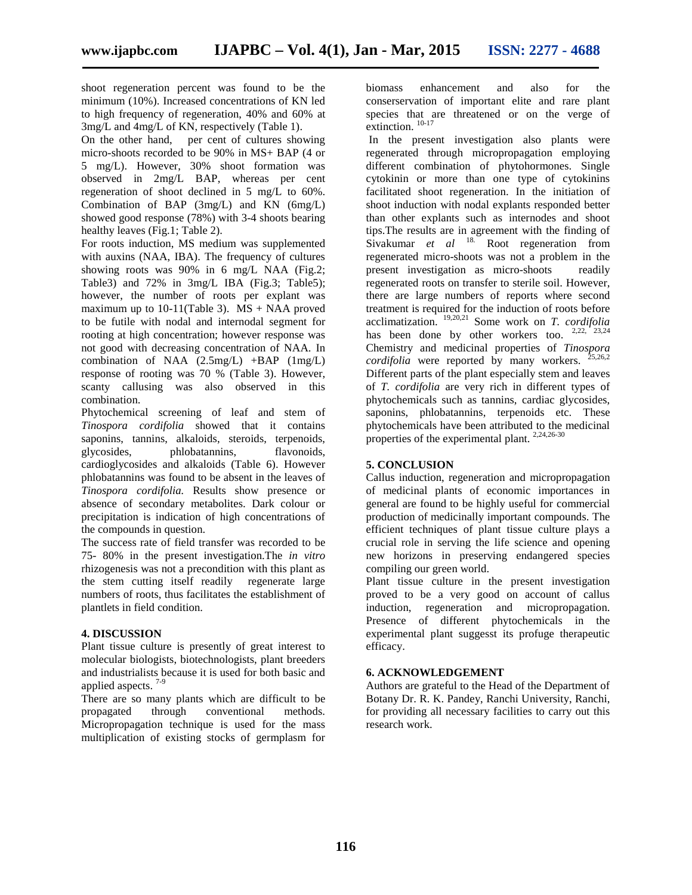shoot regeneration percent was found to be the minimum (10%). Increased concentrations of KN led to high frequency of regeneration, 40% and 60% at 3mg/L and 4mg/L of KN, respectively (Table 1).

On the other hand, per cent of cultures showing micro-shoots recorded to be 90% in MS+ BAP (4 or 5 mg/L). However, 30% shoot formation was observed in 2mg/L BAP, whereas per cent regeneration of shoot declined in 5 mg/L to 60%. Combination of BAP (3mg/L) and KN (6mg/L) showed good response (78%) with 3-4 shoots bearing healthy leaves (Fig.1; Table 2).

For roots induction, MS medium was supplemented with auxins (NAA, IBA). The frequency of cultures showing roots was 90% in 6 mg/L NAA (Fig.2; Table3) and 72% in 3mg/L IBA (Fig.3; Table5); however, the number of roots per explant was maximum up to 10-11(Table 3). MS + NAA proved to be futile with nodal and internodal segment for rooting at high concentration; however response was not good with decreasing concentration of NAA. In combination of NAA (2.5mg/L) +BAP (1mg/L) response of rooting was 70 % (Table 3). However, scanty callusing was also observed in this combination.

Phytochemical screening of leaf and stem of *Tinospora cordifolia* showed that it contains saponins, tannins, alkaloids, steroids, terpenoids, glycosides, phlobatannins, flavonoids, cardioglycosides and alkaloids (Table 6). However phlobatannins was found to be absent in the leaves of *Tinospora cordifolia.* Results show presence or absence of secondary metabolites. Dark colour or precipitation is indication of high concentrations of the compounds in question.

The success rate of field transfer was recorded to be 75- 80% in the present investigation.The *in vitro* rhizogenesis was not a precondition with this plant as the stem cutting itself readily regenerate large numbers of roots, thus facilitates the establishment of plantlets in field condition.

## 4. DISCUSSION

Plant tissue culture is presently of great interest to molecular biologists, biotechnologists, plant breeders and industrialists because it is used for both basic and applied aspects. [7-9]

There are so many plants which are difficult to be propagated through conventional methods. Micropropagation technique is used for the mass multiplication of existing stocks of germplasm for biomass enhancement and also for the conserservation of important elite and rare plant species that are threatened or on the verge of extinction. [10-17]

In the present investigation also plants were regenerated through micropropagation employing different combination of phytohormones. Single cytokinin or more than one type of cytokinins facilitated shoot regeneration. In the initiation of shoot induction with nodal explants responded better than other explants such as internodes and shoot tips.The results are in agreement with the finding of Sivakumar *et al* [18.] Root regeneration from regenerated micro-shoots was not a problem in the present investigation as micro-shoots readily regenerated roots on transfer to sterile soil. However, there are large numbers of reports where second treatment is required for the induction of roots before acclimatization. [19,20,21] Some work on *T. cordifolia* has been done by other workers too. [2,22, 23,24] Chemistry and medicinal properties of *Tinospora cordifolia* were reported by many workers. [25,26,2] Different parts of the plant especially stem and leaves of *T. cordifolia* are very rich in different types of phytochemicals such as tannins, cardiac glycosides, saponins, phlobatannins, terpenoids etc. These phytochemicals have been attributed to the medicinal properties of the experimental plant. [2,24,26-30]

## 5. CONCLUSION

Callus induction, regeneration and micropropagation of medicinal plants of economic importances in general are found to be highly useful for commercial production of medicinally important compounds. The efficient techniques of plant tissue culture plays a crucial role in serving the life science and opening new horizons in preserving endangered species compiling our green world.

Plant tissue culture in the present investigation proved to be a very good on account of callus induction, regeneration and micropropagation. Presence of different phytochemicals in the experimental plant suggesst its profuge therapeutic efficacy.

## 6. ACKNOWLEDGEMENT

Authors are grateful to the Head of the Department of Botany Dr. R. K. Pandey, Ranchi University, Ranchi, for providing all necessary facilities to carry out this research work.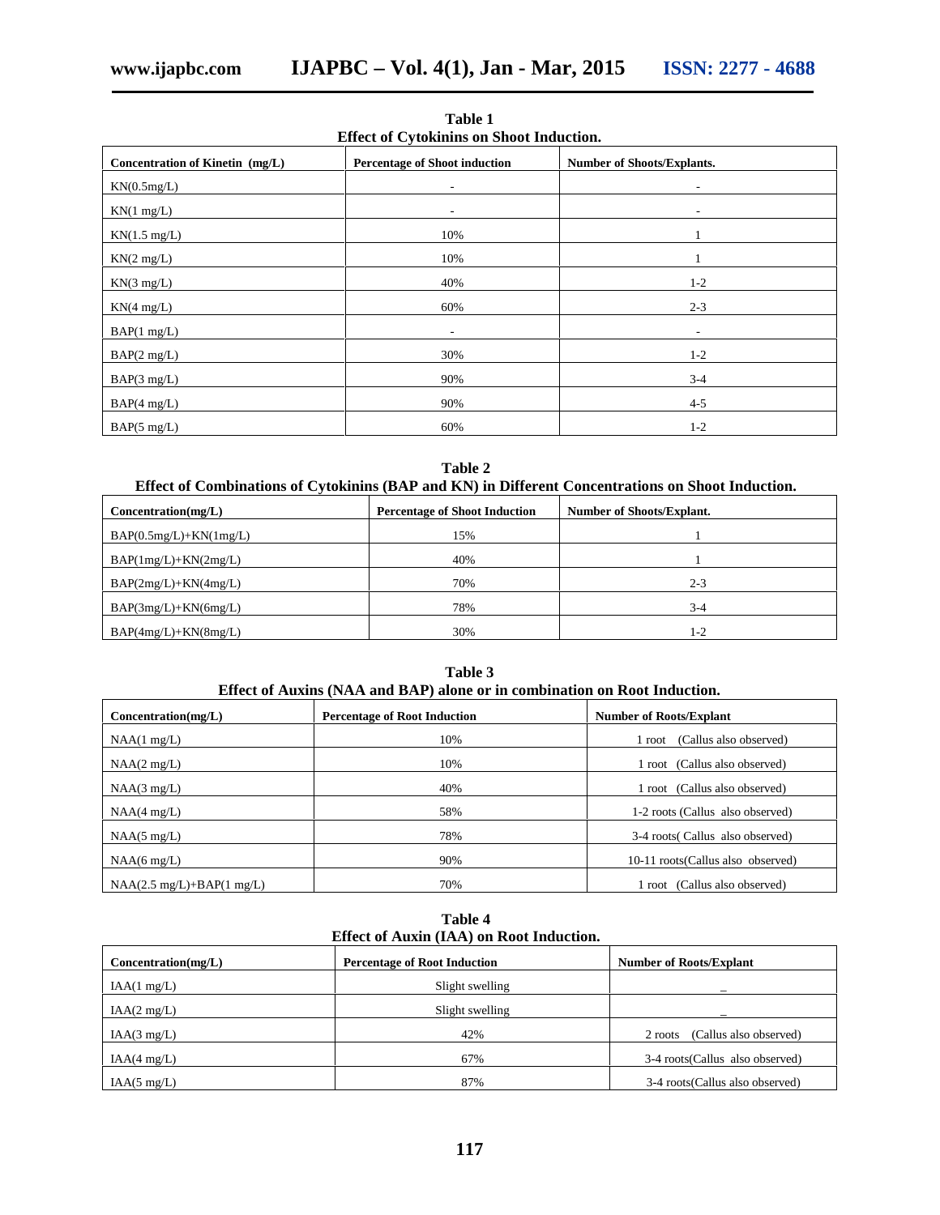**Table 1**
**Effect of Cytokinins on Shoot Induction.**

| Concentration of Kinetin (mg/L) | Percentage of Shoot induction | Number of Shoots/Explants. |
|---|---|---|
| KN(0.5mg/L) | - | - |
| KN(1 mg/L) | - | - |
| KN(1.5 mg/L) | 10% | 1 |
| KN(2 mg/L) | 10% | 1 |
| KN(3 mg/L) | 40% | 1-2 |
| KN(4 mg/L) | 60% | 2-3 |
| BAP(1 mg/L) | - | - |
| BAP(2 mg/L) | 30% | 1-2 |
| BAP(3 mg/L) | 90% | 3-4 |
| BAP(4 mg/L) | 90% | 4-5 |
| BAP(5 mg/L) | 60% | 1-2 |

**Table 2**
**Effect of Combinations of Cytokinins (BAP and KN) in Different Concentrations on Shoot Induction.**

| Concentration(mg/L) | Percentage of Shoot Induction | Number of Shoots/Explant. |
|---|---|---|
| BAP(0.5mg/L)+KN(1mg/L) | 15% | 1 |
| BAP(1mg/L)+KN(2mg/L) | 40% | 1 |
| BAP(2mg/L)+KN(4mg/L) | 70% | 2-3 |
| BAP(3mg/L)+KN(6mg/L) | 78% | 3-4 |
| BAP(4mg/L)+KN(8mg/L) | 30% | 1-2 |

**Table 3**
**Effect of Auxins (NAA and BAP) alone or in combination on Root Induction.**

| Concentration(mg/L) | Percentage of Root Induction | Number of Roots/Explant |
|---|---|---|
| NAA(1 mg/L) | 10% | 1 root (Callus also observed) |
| NAA(2 mg/L) | 10% | 1 root (Callus also observed) |
| NAA(3 mg/L) | 40% | 1 root (Callus also observed) |
| NAA(4 mg/L) | 58% | 1-2 roots (Callus also observed) |
| NAA(5 mg/L) | 78% | 3-4 roots( Callus also observed) |
| NAA(6 mg/L) | 90% | 10-11 roots(Callus also observed) |
| NAA(2.5 mg/L)+BAP(1 mg/L) | 70% | 1 root (Callus also observed) |

**Table 4**
**Effect of Auxin (IAA) on Root Induction.**

| Concentration(mg/L) | Percentage of Root Induction | Number of Roots/Explant |
|---|---|---|
| IAA(1 mg/L) | Slight swelling | _ |
| IAA(2 mg/L) | Slight swelling | _ |
| IAA(3 mg/L) | 42% | 2 roots (Callus also observed) |
| IAA(4 mg/L) | 67% | 3-4 roots(Callus also observed) |
| IAA(5 mg/L) | 87% | 3-4 roots(Callus also observed) |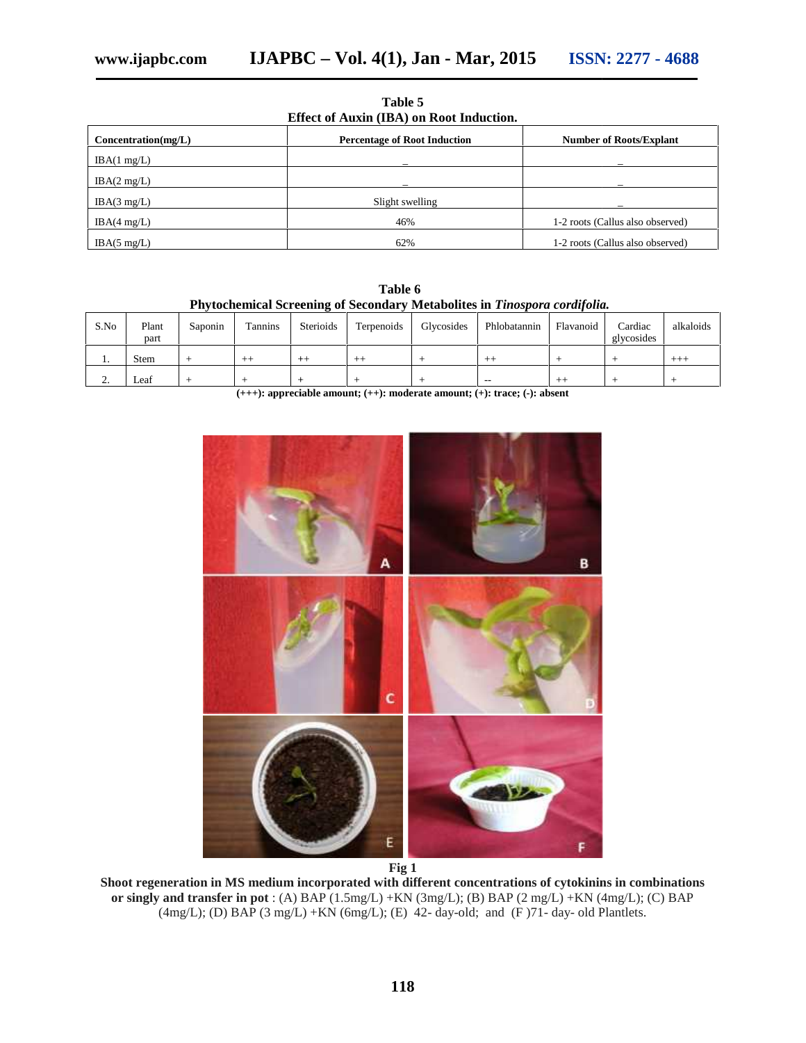**Table 5**
**Effect of Auxin (IBA) on Root Induction.**

| Concentration(mg/L) | Percentage of Root Induction | Number of Roots/Explant |
|---|---|---|
| IBA(1 mg/L) | _ | _ |
| IBA(2 mg/L) | _ | _ |
| IBA(3 mg/L) | Slight swelling | _ |
| IBA(4 mg/L) | 46% | 1-2 roots (Callus also observed) |
| IBA(5 mg/L) | 62% | 1-2 roots (Callus also observed) |

**Table 6**
**Phytochemical Screening of Secondary Metabolites in *Tinospora cordifolia.***

| S.No | Plant part | Saponin | Tannins | Sterioids | Terpenoids | Glycosides | Phlobatannin | Flavanoid | Cardiac glycosides | alkaloids |
|---|---|---|---|---|---|---|---|---|---|---|
| 1. | Stem | + | ++ | ++ | ++ | + | ++ | + | + | +++ |
| 2. | Leaf | + | + | + | + | + | -- | ++ | + | + |

**(+++): appreciable amount; (++): moderate amount; (+): trace; (-): absent**

**Fig 1**

**Shoot regeneration in MS medium incorporated with different concentrations of cytokinins in combinations or singly and transfer in pot** : (A) BAP (1.5mg/L) +KN (3mg/L); (B) BAP (2 mg/L) +KN (4mg/L); (C) BAP (4mg/L); (D) BAP (3 mg/L) +KN (6mg/L); (E) 42- day-old; and (F )71- day- old Plantlets.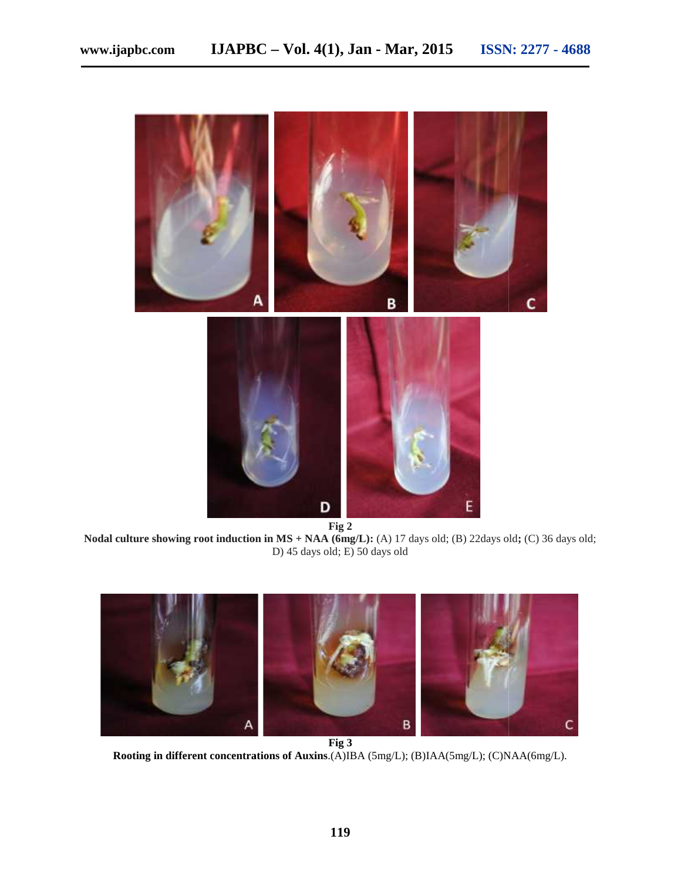**Fig 2**

**Nodal culture showing root induction in MS + NAA (6mg/L):** (A) 17 days old; (B) 22days old**;** (C) 36 days old; D) 45 days old; E) 50 days old

**Fig 3**

**Rooting in different concentrations of Auxins**.(A)IBA (5mg/L); (B)IAA(5mg/L); (C)NAA(6mg/L).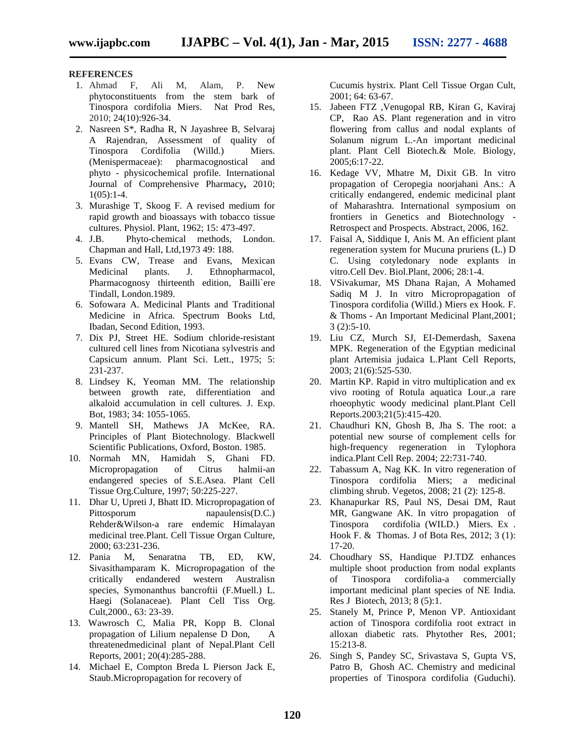**REFERENCES**

1. Ahmad F, Ali M, Alam, P. New phytoconstituents from the stem bark of Tinospora cordifolia Miers. Nat Prod Res, 2010; 24(10):926-34.
2. Nasreen S*, Radha R, N Jayashree B, Selvaraj A Rajendran, Assessment of quality of Tinospora Cordifolia (Willd.) Miers. (Menispermaceae): pharmacognostical and phyto - physicochemical profile. International Journal of Comprehensive Pharmacy**,** 2010; 1(05):1-4.
3. Murashige T, Skoog F. A revised medium for rapid growth and bioassays with tobacco tissue cultures. Physiol. Plant, 1962; 15: 473-497.
4. J.B. Phyto-chemical methods, London. Chapman and Hall, Ltd,1973 49: 188.
5. Evans CW, Trease and Evans, Mexican Medicinal plants. J. Ethnopharmacol, Pharmacognosy thirteenth edition, Bailli`ere Tindall, London.1989.
6. Sofowara A. Medicinal Plants and Traditional Medicine in Africa. Spectrum Books Ltd, Ibadan, Second Edition, 1993.
7. Dix PJ, Street HE. Sodium chloride-resistant cultured cell lines from Nicotiana sylvestris and Capsicum annum. Plant Sci. Lett., 1975; 5: 231-237.
8. Lindsey K, Yeoman MM. The relationship between growth rate, differentiation and alkaloid accumulation in cell cultures. J. Exp. Bot, 1983; 34: 1055-1065.
9. Mantell SH, Mathews JA McKee, RA. Principles of Plant Biotechnology. Blackwell Scientific Publications, Oxford, Boston. 1985.
10. Normah MN, Hamidah S, Ghani FD. Micropropagation of Citrus halmii-an endangered species of S.E.Asea. Plant Cell Tissue Org.Culture, 1997; 50:225-227.
11. Dhar U, Upreti J, Bhatt ID. Micropropagation of Pittosporum napaulensis(D.C.) Rehder&Wilson-a rare endemic Himalayan medicinal tree.Plant. Cell Tissue Organ Culture, 2000; 63:231-236.
12. Pania M, Senaratna TB, ED, KW, Sivasithamparam K. Micropropagation of the critically endandered western Australisn species, Symonanthus bancroftii (F.Muell.) L. Haegi (Solanaceae). Plant Cell Tiss Org. Cult,2000., 63: 23-39.
13. Wawrosch C, Malia PR, Kopp B. Clonal propagation of Lilium nepalense D Don, A threatenedmedicinal plant of Nepal.Plant Cell Reports, 2001; 20(4):285-288.
14. Michael E, Compton Breda L Pierson Jack E, Staub.Micropropagation for recovery of Cucumis hystrix. Plant Cell Tissue Organ Cult, 2001; 64: 63-67.
15. Jabeen FTZ ,Venugopal RB, Kiran G, Kaviraj CP, Rao AS. Plant regeneration and in vitro flowering from callus and nodal explants of Solanum nigrum L.-An important medicinal plant. Plant Cell Biotech.& Mole. Biology, 2005;6:17-22.
16. Kedage VV, Mhatre M, Dixit GB. In vitro propagation of Ceropegia noorjahani Ans.: A critically endangered, endemic medicinal plant of Maharashtra. International symposium on frontiers in Genetics and Biotechnology - Retrospect and Prospects. Abstract, 2006, 162.
17. Faisal A, Siddique I, Anis M. An efficient plant regeneration system for Mucuna pruriens (L.) D C. Using cotyledonary node explants in vitro.Cell Dev. Biol.Plant, 2006; 28:1-4.
18. VSivakumar, MS Dhana Rajan, A Mohamed Sadiq M J. In vitro Micropropagation of Tinospora cordifolia (Willd.) Miers ex Hook. F. & Thoms - An Important Medicinal Plant,2001; 3 (2):5-10.
19. Liu CZ, Murch SJ, EI-Demerdash, Saxena MPK. Regeneration of the Egyptian medicinal plant Artemisia judaica L.Plant Cell Reports, 2003; 21(6):525-530.
20. Martin KP. Rapid in vitro multiplication and ex vivo rooting of Rotula aquatica Lour.,a rare rhoeophytic woody medicinal plant.Plant Cell Reports.2003;21(5):415-420.
21. Chaudhuri KN, Ghosh B, Jha S. The root: a potential new sourse of complement cells for high-frequency regeneration in Tylophora indica.Plant Cell Rep. 2004; 22:731-740.
22. Tabassum A, Nag KK. In vitro regeneration of Tinospora cordifolia Miers; a medicinal climbing shrub. Vegetos, 2008; 21 (2): 125-8.
23. Khanapurkar RS, Paul NS, Desai DM, Raut MR, Gangwane AK. In vitro propagation of Tinospora cordifolia (WILD.) Miers. Ex . Hook F. & Thomas. J of Bota Res, 2012; 3 (1): 17-20.
24. Choudhary SS, Handique PJ.TDZ enhances multiple shoot production from nodal explants of Tinospora cordifolia-a commercially important medicinal plant species of NE India. Res J Biotech, 2013; 8 (5):1.
25. Stanely M, Prince P, Menon VP. Antioxidant action of Tinospora cordifolia root extract in alloxan diabetic rats. Phytother Res, 2001; 15:213-8.
26. Singh S, Pandey SC, Srivastava S, Gupta VS, Patro B, Ghosh AC. Chemistry and medicinal properties of Tinospora cordifolia (Guduchi).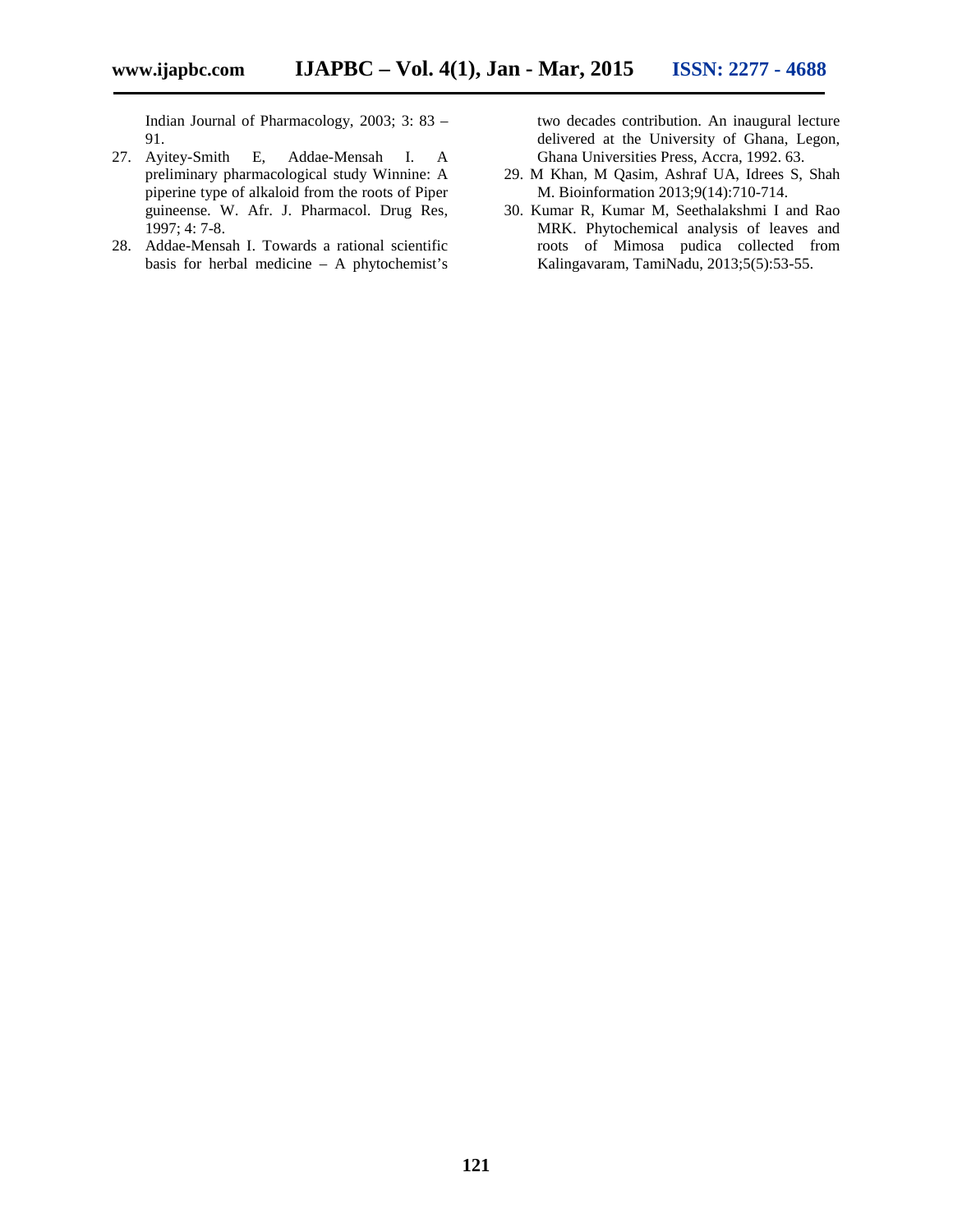Indian Journal of Pharmacology, 2003; 3: 83 – 91.

27. Ayitey-Smith E, Addae-Mensah I. A preliminary pharmacological study Winnine: A piperine type of alkaloid from the roots of Piper guineense. W. Afr. J. Pharmacol. Drug Res, 1997; 4: 7-8.
28. Addae-Mensah I. Towards a rational scientific basis for herbal medicine – A phytochemist's two decades contribution. An inaugural lecture delivered at the University of Ghana, Legon, Ghana Universities Press, Accra, 1992. 63.
29. M Khan, M Qasim, Ashraf UA, Idrees S, Shah M. Bioinformation 2013;9(14):710-714.
30. Kumar R, Kumar M, Seethalakshmi I and Rao MRK. Phytochemical analysis of leaves and roots of Mimosa pudica collected from Kalingavaram, TamiNadu, 2013;5(5):53-55.